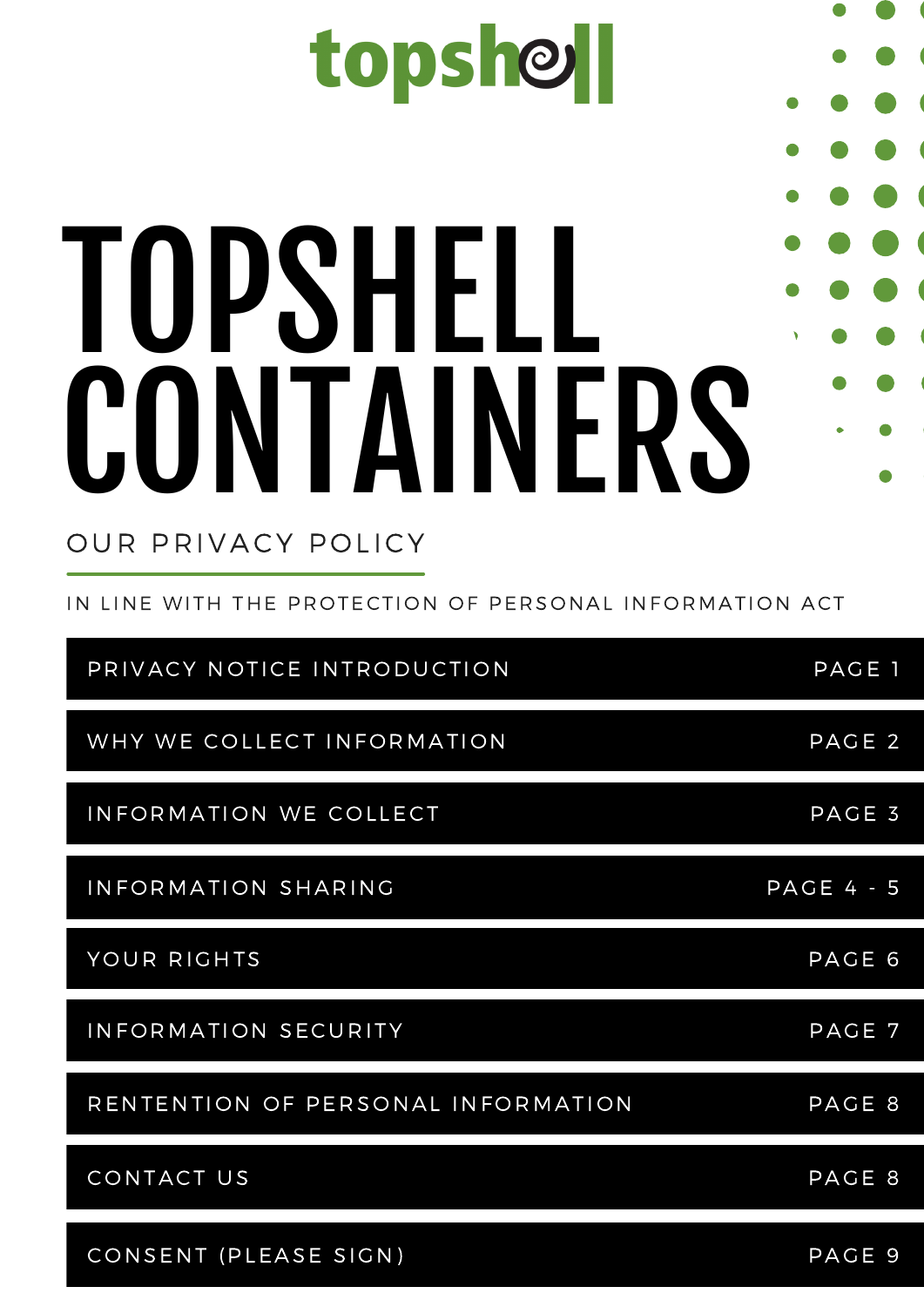topshell

# TOPSHELL CONTAINERS

## OUR PRIVACY POLICY

IN LINE WITH THE PROTECTION OF PERSONAL INFORMATION ACT

| | |
|---|---|
| PRIVACY NOTICE INTRODUCTION | PAGE 1 |
| WHY WE COLLECT INFORMATION | PAGE 2 |
| INFORMATION WE COLLECT | PAGE 3 |
| INFORMATION SHARING | PAGE 4 - 5 |
| YOUR RIGHTS | PAGE 6 |
| INFORMATION SECURITY | PAGE 7 |
| RENTENTION OF PERSONAL INFORMATION | PAGE 8 |
| CONTACT US | PAGE 8 |
| CONSENT (PLEASE SIGN) | PAGE 9 |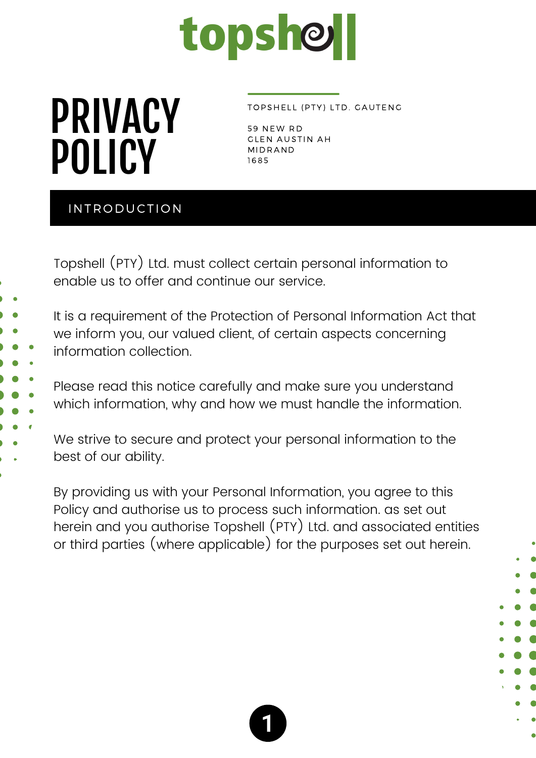topshell

# PRIVACY POLICY

TOPSHELL (PTY) LTD. GAUTENG

59 NEW RD
GLEN AUSTIN AH
MIDRAND
1685

## INTRODUCTION

Topshell (PTY) Ltd. must collect certain personal information to enable us to offer and continue our service.

It is a requirement of the Protection of Personal Information Act that we inform you, our valued client, of certain aspects concerning information collection.

Please read this notice carefully and make sure you understand which information, why and how we must handle the information.

We strive to secure and protect your personal information to the best of our ability.

By providing us with your Personal Information, you agree to this Policy and authorise us to process such information. as set out herein and you authorise Topshell (PTY) Ltd. and associated entities or third parties (where applicable) for the purposes set out herein.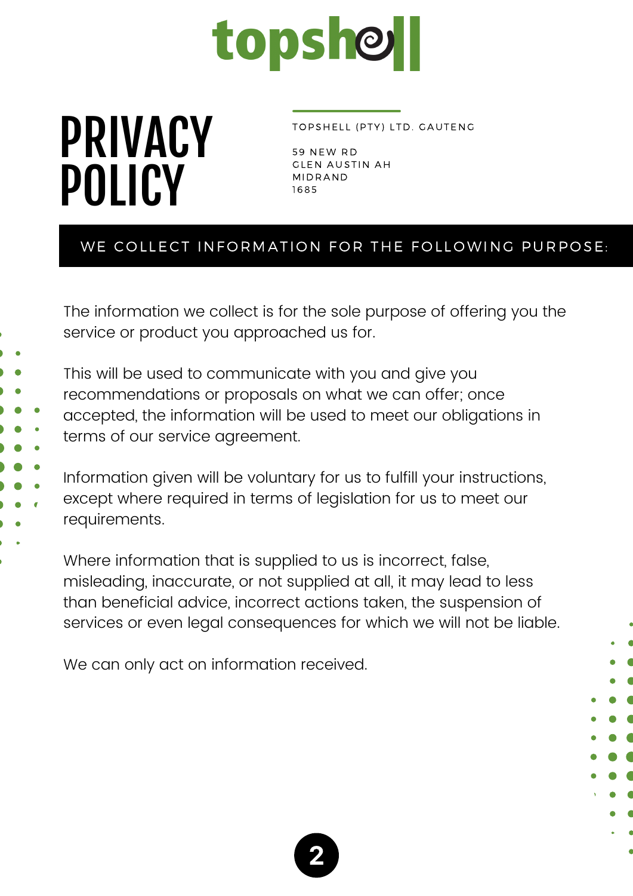topshell

# PRIVACY POLICY

TOPSHELL (PTY) LTD. GAUTENG

59 NEW RD
GLEN AUSTIN AH
MIDRAND
1685

## WE COLLECT INFORMATION FOR THE FOLLOWING PURPOSE:

The information we collect is for the sole purpose of offering you the service or product you approached us for.

This will be used to communicate with you and give you recommendations or proposals on what we can offer; once accepted, the information will be used to meet our obligations in terms of our service agreement.

Information given will be voluntary for us to fulfill your instructions, except where required in terms of legislation for us to meet our requirements.

Where information that is supplied to us is incorrect, false, misleading, inaccurate, or not supplied at all, it may lead to less than beneficial advice, incorrect actions taken, the suspension of services or even legal consequences for which we will not be liable.

We can only act on information received.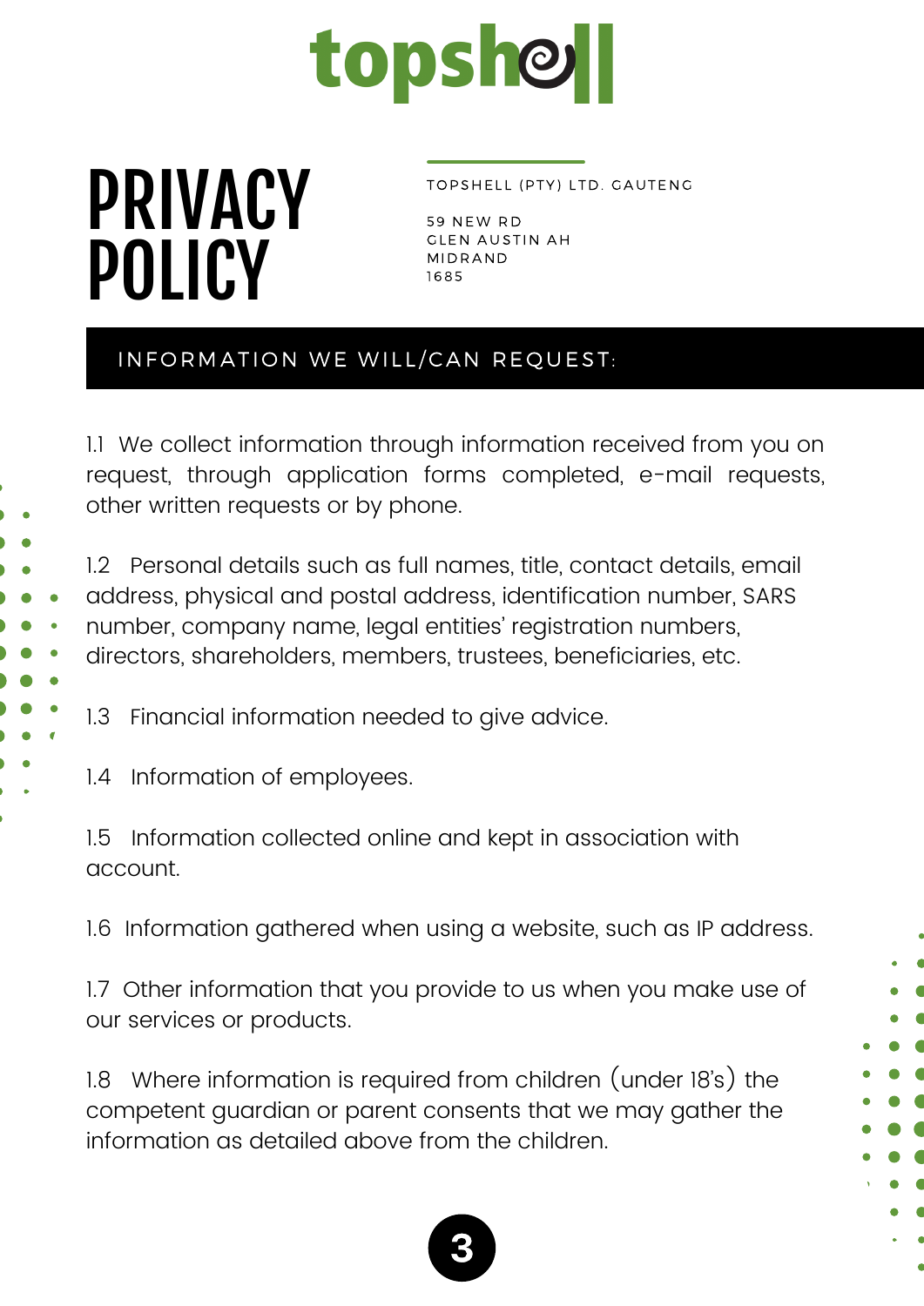# PRIVACY POLICY

TOPSHELL (PTY) LTD. GAUTENG

59 NEW RD
GLEN AUSTIN AH
MIDRAND
1685

## INFORMATION WE WILL/CAN REQUEST:

1.1 We collect information through information received from you on request, through application forms completed, e-mail requests, other written requests or by phone.

1.2 Personal details such as full names, title, contact details, email address, physical and postal address, identification number, SARS number, company name, legal entities' registration numbers, directors, shareholders, members, trustees, beneficiaries, etc.

1.3 Financial information needed to give advice.

1.4 Information of employees.

1.5 Information collected online and kept in association with account.

1.6 Information gathered when using a website, such as IP address.

1.7 Other information that you provide to us when you make use of our services or products.

1.8 Where information is required from children (under 18's) the competent guardian or parent consents that we may gather the information as detailed above from the children.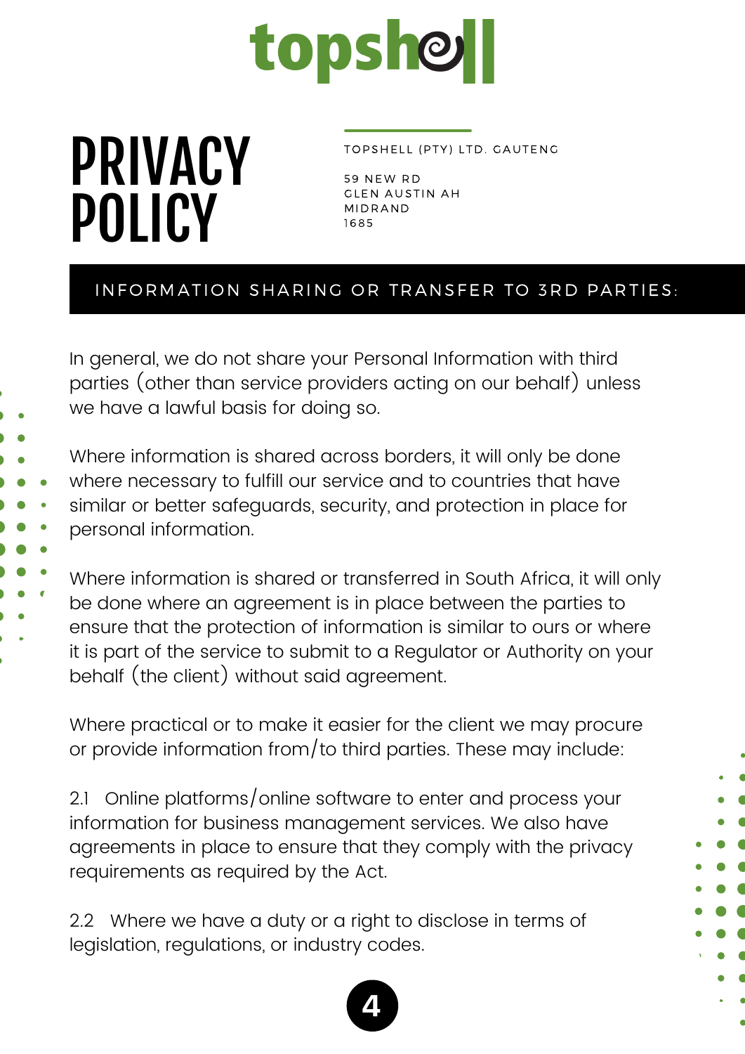# PRIVACY POLICY

TOPSHELL (PTY) LTD. GAUTENG

59 NEW RD
GLEN AUSTIN AH
MIDRAND
1685

## INFORMATION SHARING OR TRANSFER TO 3RD PARTIES:

In general, we do not share your Personal Information with third parties (other than service providers acting on our behalf) unless we have a lawful basis for doing so.

Where information is shared across borders, it will only be done where necessary to fulfill our service and to countries that have similar or better safeguards, security, and protection in place for personal information.

Where information is shared or transferred in South Africa, it will only be done where an agreement is in place between the parties to ensure that the protection of information is similar to ours or where it is part of the service to submit to a Regulator or Authority on your behalf (the client) without said agreement.

Where practical or to make it easier for the client we may procure or provide information from/to third parties. These may include:

2.1 Online platforms/online software to enter and process your information for business management services. We also have agreements in place to ensure that they comply with the privacy requirements as required by the Act.

2.2 Where we have a duty or a right to disclose in terms of legislation, regulations, or industry codes.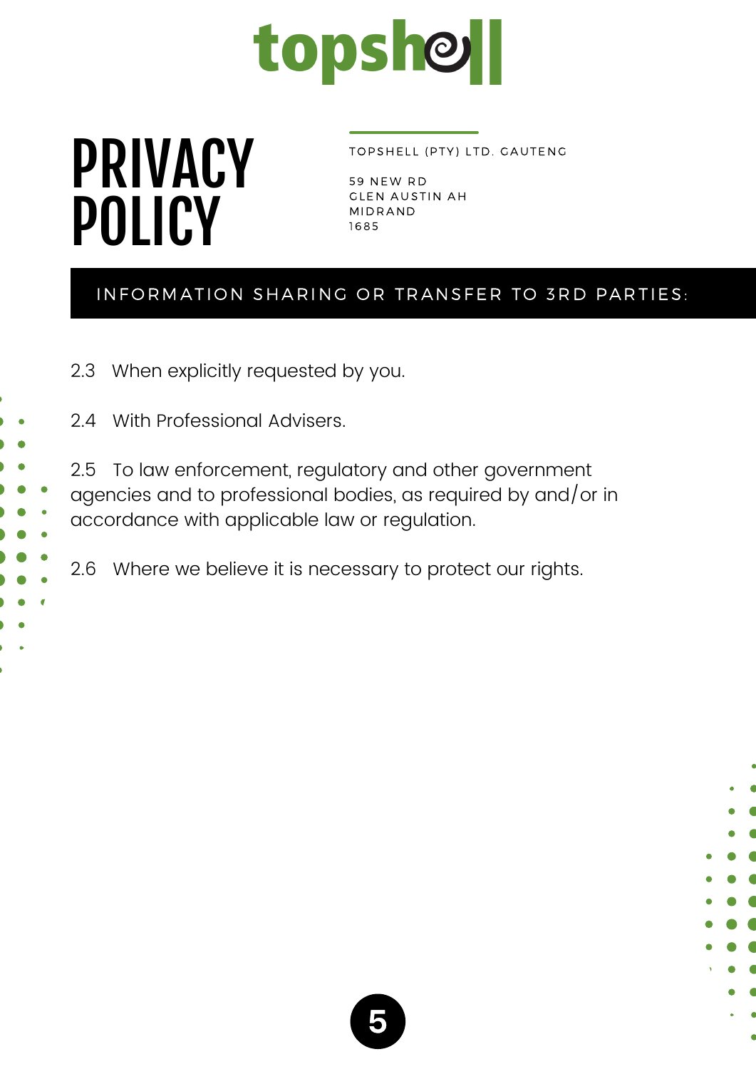topshell

# PRIVACY POLICY

TOPSHELL (PTY) LTD. GAUTENG

59 NEW RD
GLEN AUSTIN AH
MIDRAND
1685

## INFORMATION SHARING OR TRANSFER TO 3RD PARTIES:

2.3 When explicitly requested by you.

2.4 With Professional Advisers.

2.5 To law enforcement, regulatory and other government agencies and to professional bodies, as required by and/or in accordance with applicable law or regulation.

2.6 Where we believe it is necessary to protect our rights.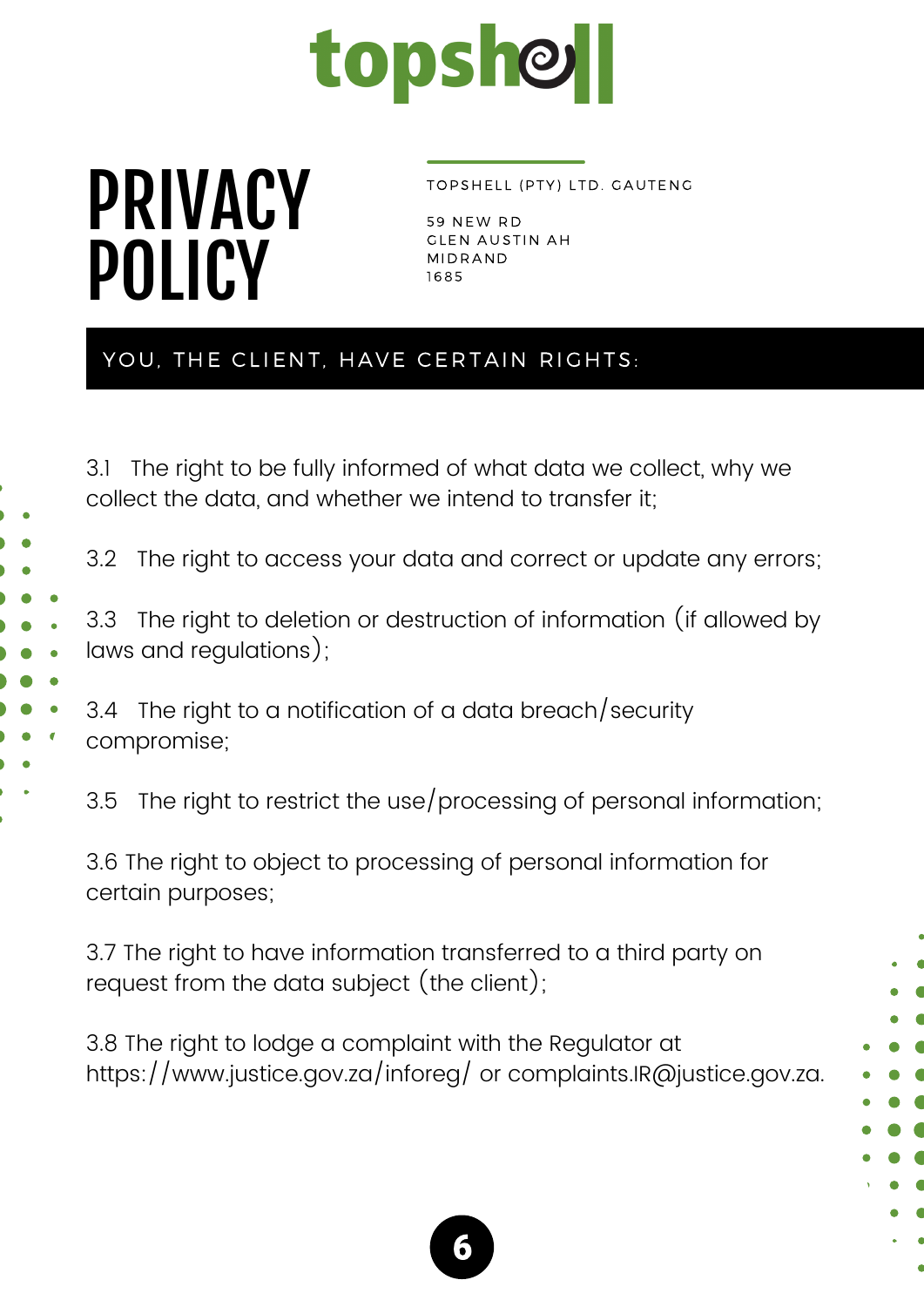topshell

# PRIVACY POLICY

TOPSHELL (PTY) LTD. GAUTENG

59 NEW RD
GLEN AUSTIN AH
MIDRAND
1685

## YOU, THE CLIENT, HAVE CERTAIN RIGHTS:

3.1 The right to be fully informed of what data we collect, why we collect the data, and whether we intend to transfer it;

3.2 The right to access your data and correct or update any errors;

3.3 The right to deletion or destruction of information (if allowed by laws and regulations);

3.4 The right to a notification of a data breach/security compromise;

3.5 The right to restrict the use/processing of personal information;

3.6 The right to object to processing of personal information for certain purposes;

3.7 The right to have information transferred to a third party on request from the data subject (the client);

3.8 The right to lodge a complaint with the Regulator at https://www.justice.gov.za/inforeg/ or complaints.IR@justice.gov.za.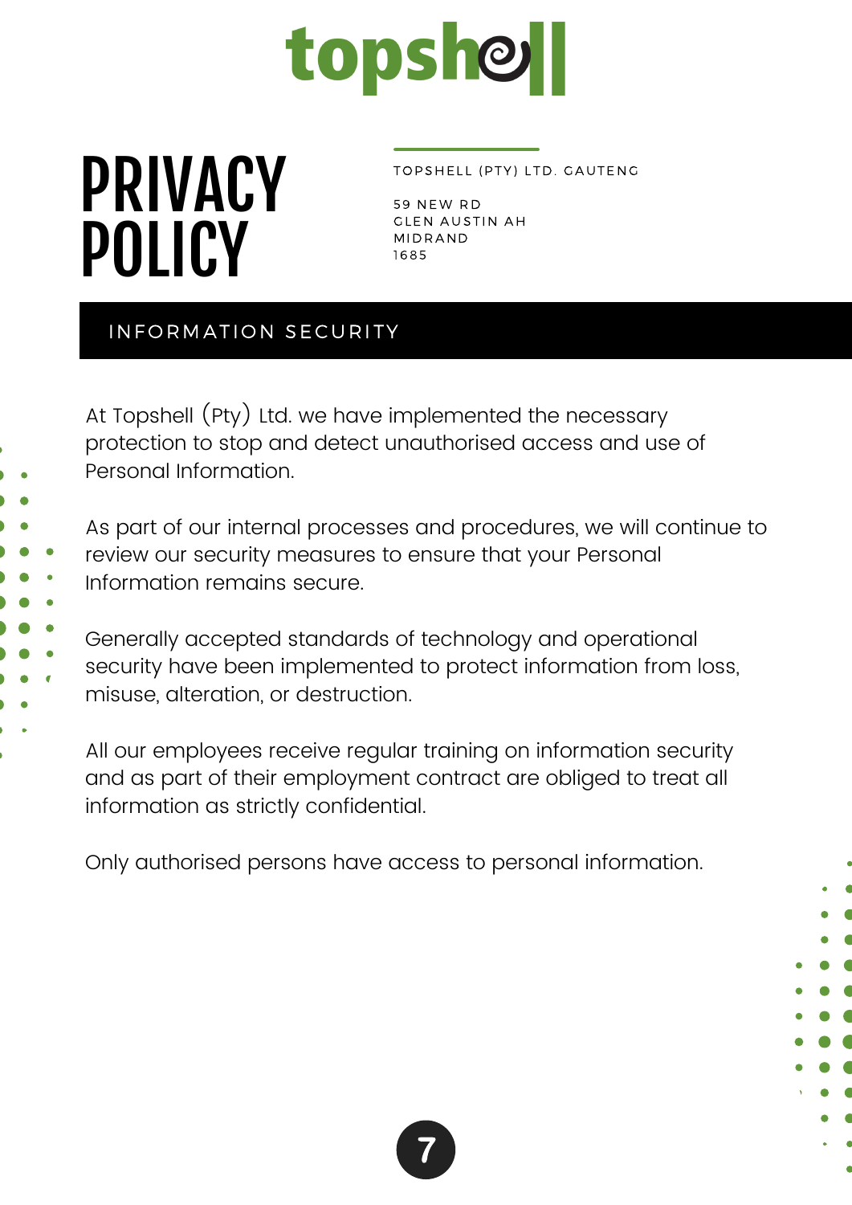topshell

# PRIVACY POLICY

TOPSHELL (PTY) LTD. GAUTENG

59 NEW RD
GLEN AUSTIN AH
MIDRAND
1685

## INFORMATION SECURITY

At Topshell (Pty) Ltd. we have implemented the necessary protection to stop and detect unauthorised access and use of Personal Information.

As part of our internal processes and procedures, we will continue to review our security measures to ensure that your Personal Information remains secure.

Generally accepted standards of technology and operational security have been implemented to protect information from loss, misuse, alteration, or destruction.

All our employees receive regular training on information security and as part of their employment contract are obliged to treat all information as strictly confidential.

Only authorised persons have access to personal information.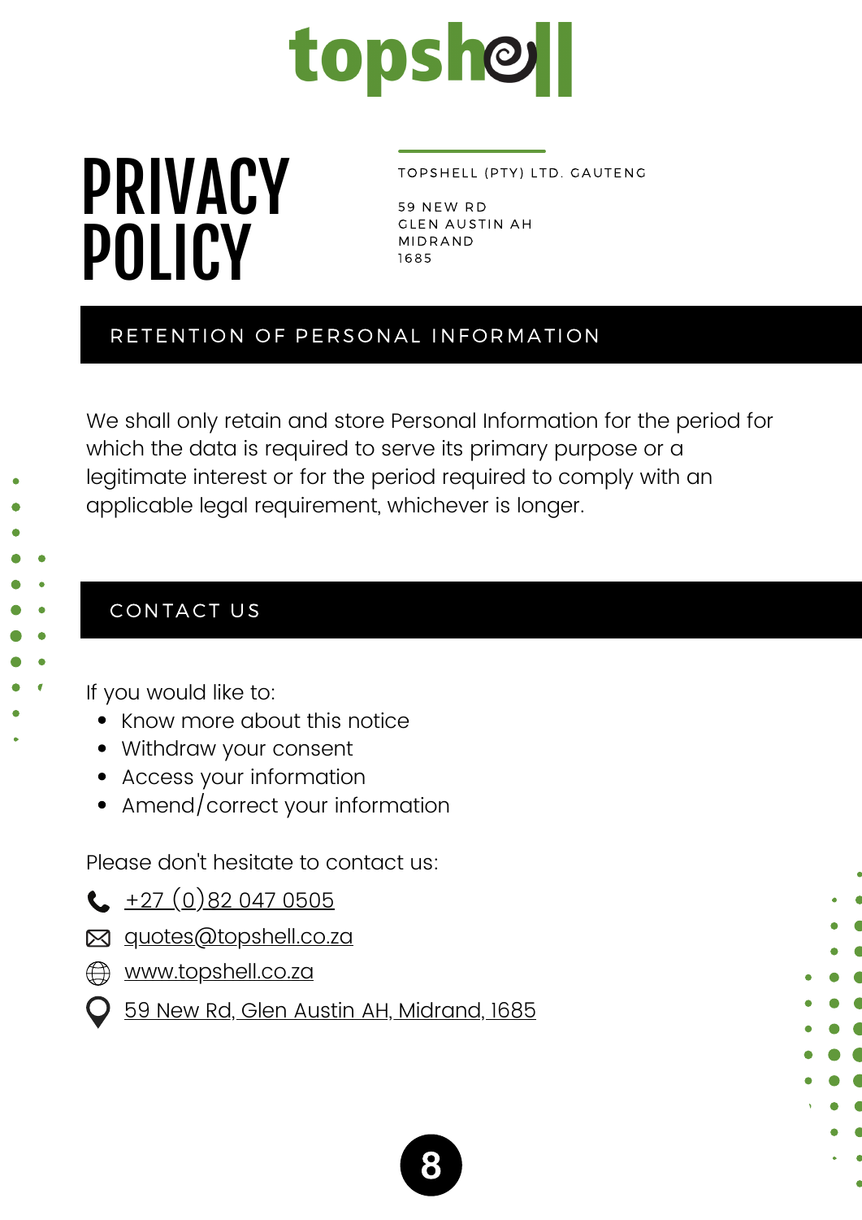topshell

# PRIVACY POLICY

TOPSHELL (PTY) LTD. GAUTENG

59 NEW RD
GLEN AUSTIN AH
MIDRAND
1685

## RETENTION OF PERSONAL INFORMATION

We shall only retain and store Personal Information for the period for which the data is required to serve its primary purpose or a legitimate interest or for the period required to comply with an applicable legal requirement, whichever is longer.

## CONTACT US

If you would like to:

- Know more about this notice
- Withdraw your consent
- Access your information
- Amend/correct your information

Please don't hesitate to contact us:

+27 (0)82 047 0505

quotes@topshell.co.za

www.topshell.co.za

59 New Rd, Glen Austin AH, Midrand, 1685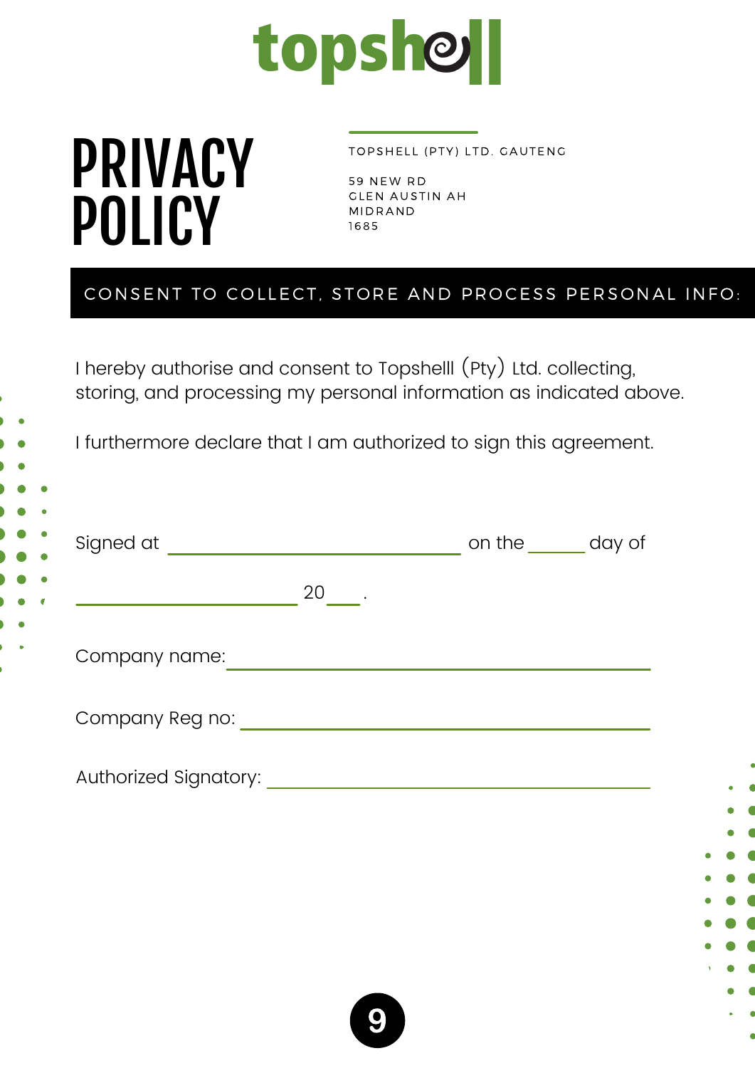topshell

# PRIVACY POLICY

TOPSHELL (PTY) LTD. GAUTENG

59 NEW RD
GLEN AUSTIN AH
MIDRAND
1685

## CONSENT TO COLLECT, STORE AND PROCESS PERSONAL INFO:

I hereby authorise and consent to Topshelll (Pty) Ltd. collecting, storing, and processing my personal information as indicated above.

I furthermore declare that I am authorized to sign this agreement.

Signed at ______________________________ on the ______ day of

______________________ 20____.

Company name: ____________________________________________

Company Reg no: __________________________________________

Authorized Signatory: _____________________________________